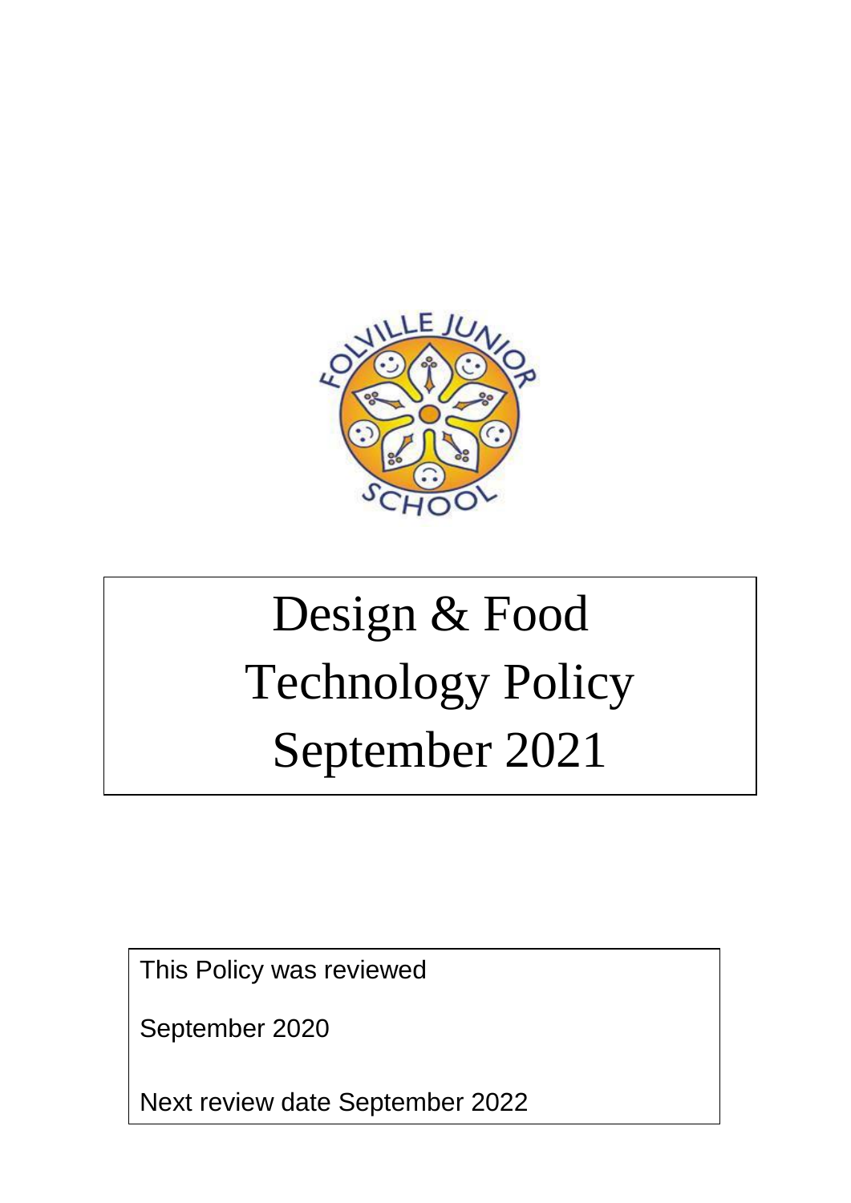# Design & Food Technology Policy September 2021

This Policy was reviewed

September 2020

Next review date September 2022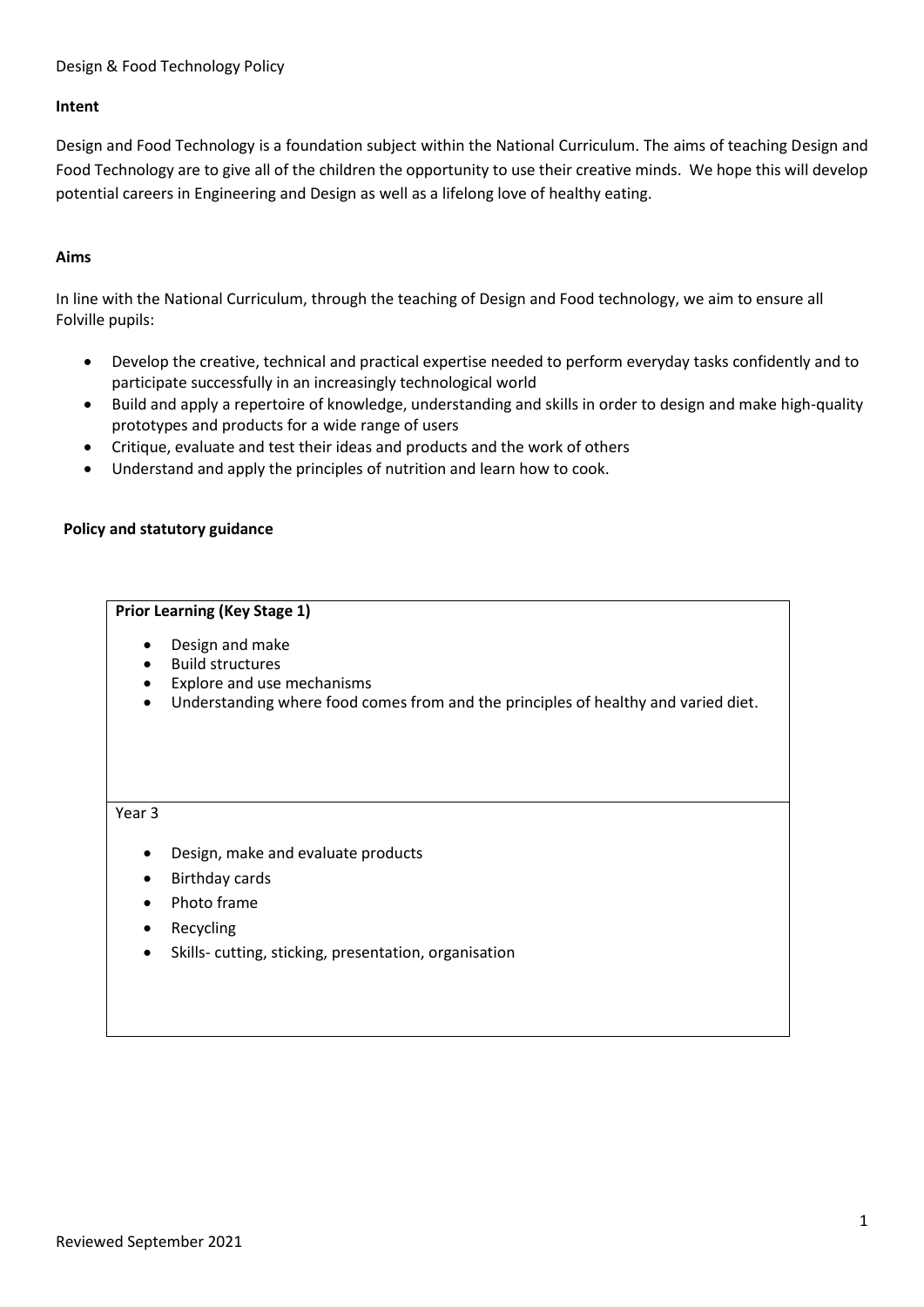Design & Food Technology Policy

**Intent**

Design and Food Technology is a foundation subject within the National Curriculum. The aims of teaching Design and Food Technology are to give all of the children the opportunity to use their creative minds. We hope this will develop potential careers in Engineering and Design as well as a lifelong love of healthy eating.

**Aims**

In line with the National Curriculum, through the teaching of Design and Food technology, we aim to ensure all Folville pupils:

- Develop the creative, technical and practical expertise needed to perform everyday tasks confidently and to participate successfully in an increasingly technological world
- Build and apply a repertoire of knowledge, understanding and skills in order to design and make high-quality prototypes and products for a wide range of users
- Critique, evaluate and test their ideas and products and the work of others
- Understand and apply the principles of nutrition and learn how to cook.

**Policy and statutory guidance**

| **Prior Learning (Key Stage 1)**<br>• Design and make<br>• Build structures<br>• Explore and use mechanisms<br>• Understanding where food comes from and the principles of healthy and varied diet. |
|---|
| Year 3<br>• Design, make and evaluate products<br>• Birthday cards<br>• Photo frame<br>• Recycling<br>• Skills- cutting, sticking, presentation, organisation |

Reviewed September 2021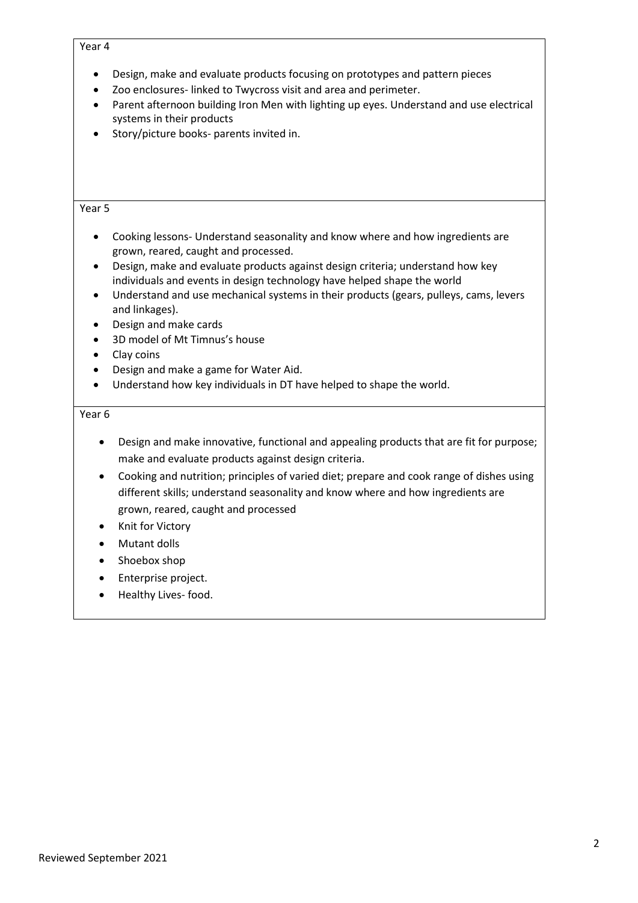Year 4

- Design, make and evaluate products focusing on prototypes and pattern pieces
- Zoo enclosures- linked to Twycross visit and area and perimeter.
- Parent afternoon building Iron Men with lighting up eyes. Understand and use electrical systems in their products
- Story/picture books- parents invited in.

Year 5

- Cooking lessons- Understand seasonality and know where and how ingredients are grown, reared, caught and processed.
- Design, make and evaluate products against design criteria; understand how key individuals and events in design technology have helped shape the world
- Understand and use mechanical systems in their products (gears, pulleys, cams, levers and linkages).
- Design and make cards
- 3D model of Mt Timnus's house
- Clay coins
- Design and make a game for Water Aid.
- Understand how key individuals in DT have helped to shape the world.

Year 6

- Design and make innovative, functional and appealing products that are fit for purpose; make and evaluate products against design criteria.
- Cooking and nutrition; principles of varied diet; prepare and cook range of dishes using different skills; understand seasonality and know where and how ingredients are grown, reared, caught and processed
- Knit for Victory
- Mutant dolls
- Shoebox shop
- Enterprise project.
- Healthy Lives- food.

Reviewed September 2021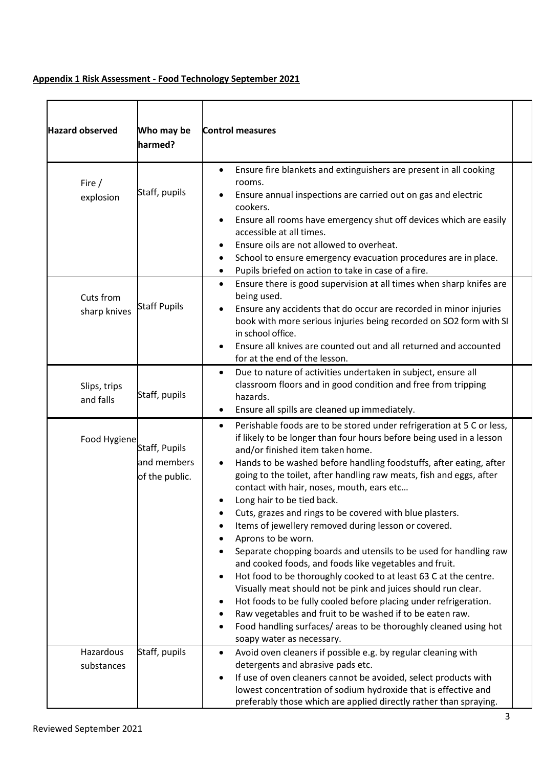**Appendix 1 Risk Assessment - Food Technology September 2021**

| Hazard observed | Who may be harmed? | Control measures | |
|---|---|---|---|
| Fire / explosion | Staff, pupils | • Ensure fire blankets and extinguishers are present in all cooking rooms.<br>• Ensure annual inspections are carried out on gas and electric cookers.<br>• Ensure all rooms have emergency shut off devices which are easily accessible at all times.<br>• Ensure oils are not allowed to overheat.<br>• School to ensure emergency evacuation procedures are in place.<br>• Pupils briefed on action to take in case of a fire. | |
| Cuts from sharp knives | Staff Pupils | • Ensure there is good supervision at all times when sharp knifes are being used.<br>• Ensure any accidents that do occur are recorded in minor injuries book with more serious injuries being recorded on SO2 form with SI in school office.<br>• Ensure all knives are counted out and all returned and accounted for at the end of the lesson. | |
| Slips, trips and falls | Staff, pupils | • Due to nature of activities undertaken in subject, ensure all classroom floors and in good condition and free from tripping hazards.<br>• Ensure all spills are cleaned up immediately. | |
| Food Hygiene | Staff, Pupils and members of the public. | • Perishable foods are to be stored under refrigeration at 5 C or less, if likely to be longer than four hours before being used in a lesson and/or finished item taken home.<br>• Hands to be washed before handling foodstuffs, after eating, after going to the toilet, after handling raw meats, fish and eggs, after contact with hair, noses, mouth, ears etc…<br>• Long hair to be tied back.<br>• Cuts, grazes and rings to be covered with blue plasters.<br>• Items of jewellery removed during lesson or covered.<br>• Aprons to be worn.<br>• Separate chopping boards and utensils to be used for handling raw and cooked foods, and foods like vegetables and fruit.<br>• Hot food to be thoroughly cooked to at least 63 C at the centre. Visually meat should not be pink and juices should run clear.<br>• Hot foods to be fully cooled before placing under refrigeration.<br>• Raw vegetables and fruit to be washed if to be eaten raw.<br>• Food handling surfaces/ areas to be thoroughly cleaned using hot soapy water as necessary. | |
| Hazardous substances | Staff, pupils | • Avoid oven cleaners if possible e.g. by regular cleaning with detergents and abrasive pads etc.<br>• If use of oven cleaners cannot be avoided, select products with lowest concentration of sodium hydroxide that is effective and preferably those which are applied directly rather than spraying. | |

Reviewed September 2021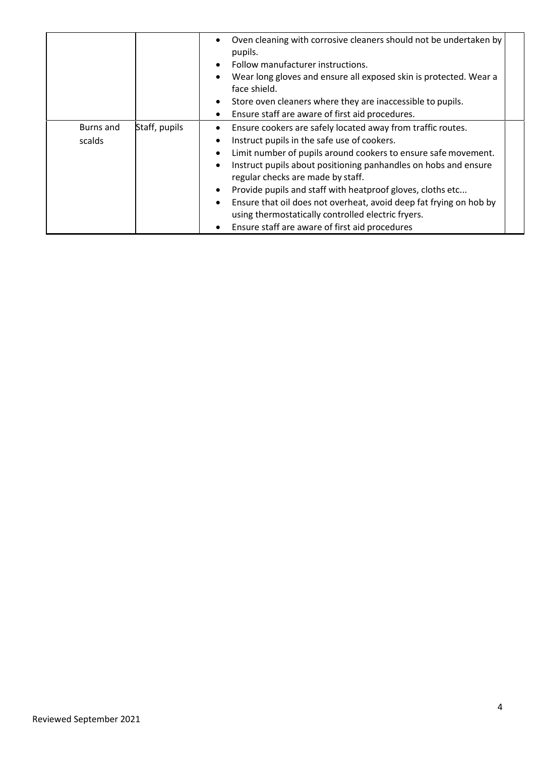| | | | |
|---|---|---|---|
| | | • Oven cleaning with corrosive cleaners should not be undertaken by pupils.<br>• Follow manufacturer instructions.<br>• Wear long gloves and ensure all exposed skin is protected. Wear a face shield.<br>• Store oven cleaners where they are inaccessible to pupils.<br>• Ensure staff are aware of first aid procedures. | |
| Burns and scalds | Staff, pupils | • Ensure cookers are safely located away from traffic routes.<br>• Instruct pupils in the safe use of cookers.<br>• Limit number of pupils around cookers to ensure safe movement.<br>• Instruct pupils about positioning panhandles on hobs and ensure regular checks are made by staff.<br>• Provide pupils and staff with heatproof gloves, cloths etc...<br>• Ensure that oil does not overheat, avoid deep fat frying on hob by using thermostatically controlled electric fryers.<br>• Ensure staff are aware of first aid procedures | |

Reviewed September 2021